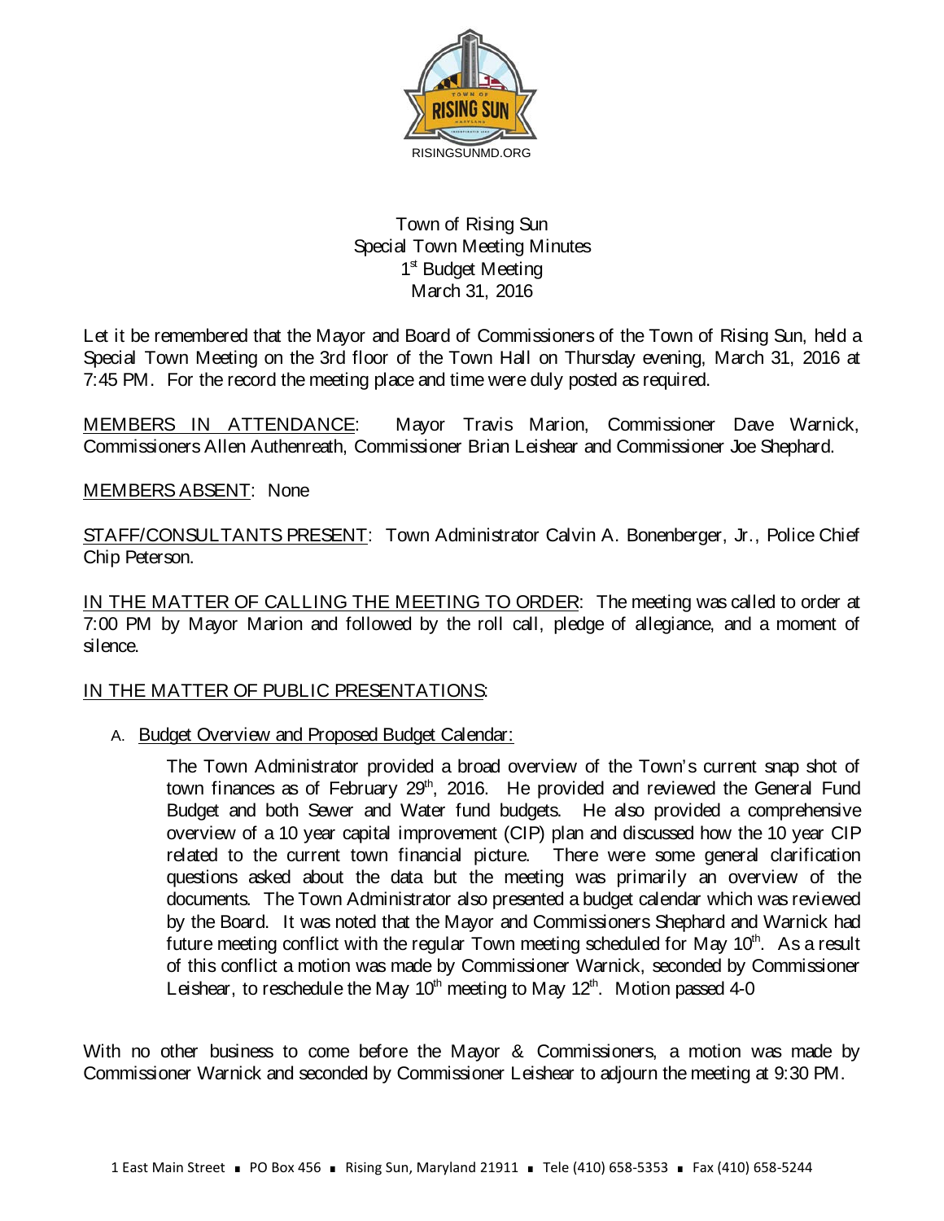RISINGSUNMD.ORG

# Town of Rising Sun
## Special Town Meeting Minutes
## 1st Budget Meeting
## March 31, 2016

Let it be remembered that the Mayor and Board of Commissioners of the Town of Rising Sun, held a Special Town Meeting on the 3rd floor of the Town Hall on Thursday evening, March 31, 2016 at 7:45 PM. For the record the meeting place and time were duly posted as required.

MEMBERS IN ATTENDANCE: Mayor Travis Marion, Commissioner Dave Warnick, Commissioners Allen Authenreath, Commissioner Brian Leishear and Commissioner Joe Shephard.

MEMBERS ABSENT: None

STAFF/CONSULTANTS PRESENT: Town Administrator Calvin A. Bonenberger, Jr., Police Chief Chip Peterson.

IN THE MATTER OF CALLING THE MEETING TO ORDER: The meeting was called to order at 7:00 PM by Mayor Marion and followed by the roll call, pledge of allegiance, and a moment of silence.

IN THE MATTER OF PUBLIC PRESENTATIONS:

A. Budget Overview and Proposed Budget Calendar:

The Town Administrator provided a broad overview of the Town's current snap shot of town finances as of February 29th, 2016. He provided and reviewed the General Fund Budget and both Sewer and Water fund budgets. He also provided a comprehensive overview of a 10 year capital improvement (CIP) plan and discussed how the 10 year CIP related to the current town financial picture. There were some general clarification questions asked about the data but the meeting was primarily an overview of the documents. The Town Administrator also presented a budget calendar which was reviewed by the Board. It was noted that the Mayor and Commissioners Shephard and Warnick had future meeting conflict with the regular Town meeting scheduled for May 10th. As a result of this conflict a motion was made by Commissioner Warnick, seconded by Commissioner Leishear, to reschedule the May 10th meeting to May 12th. Motion passed 4-0

With no other business to come before the Mayor & Commissioners, a motion was made by Commissioner Warnick and seconded by Commissioner Leishear to adjourn the meeting at 9:30 PM.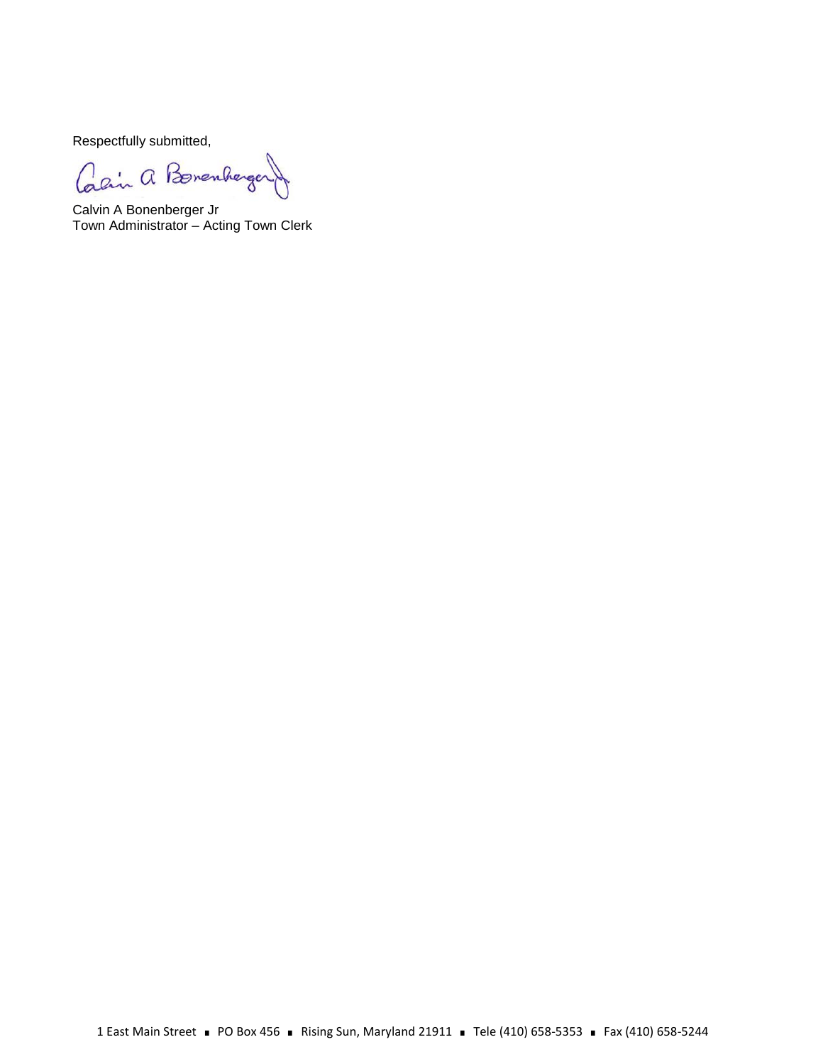Respectfully submitted,

Calvin A Bonenberger Jr
Town Administrator – Acting Town Clerk